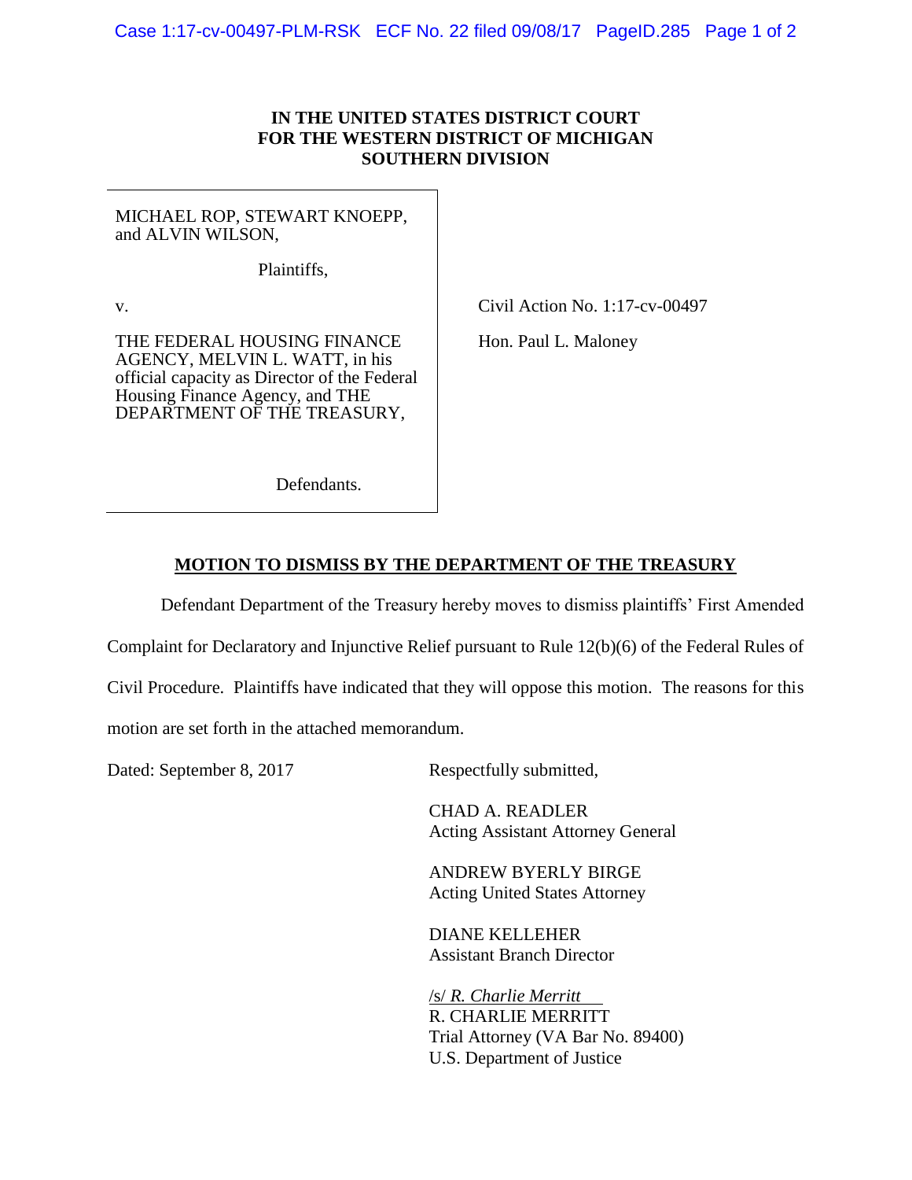**IN THE UNITED STATES DISTRICT COURT**
**FOR THE WESTERN DISTRICT OF MICHIGAN**
**SOUTHERN DIVISION**

MICHAEL ROP, STEWART KNOEPP, and ALVIN WILSON,

Plaintiffs,

v.

THE FEDERAL HOUSING FINANCE AGENCY, MELVIN L. WATT, in his official capacity as Director of the Federal Housing Finance Agency, and THE DEPARTMENT OF THE TREASURY,

Defendants.

Civil Action No. 1:17-cv-00497

Hon. Paul L. Maloney

**MOTION TO DISMISS BY THE DEPARTMENT OF THE TREASURY**

Defendant Department of the Treasury hereby moves to dismiss plaintiffs' First Amended Complaint for Declaratory and Injunctive Relief pursuant to Rule 12(b)(6) of the Federal Rules of Civil Procedure. Plaintiffs have indicated that they will oppose this motion. The reasons for this motion are set forth in the attached memorandum.

Dated: September 8, 2017

Respectfully submitted,

CHAD A. READLER
Acting Assistant Attorney General

ANDREW BYERLY BIRGE
Acting United States Attorney

DIANE KELLEHER
Assistant Branch Director

/s/ *R. Charlie Merritt*
R. CHARLIE MERRITT
Trial Attorney (VA Bar No. 89400)
U.S. Department of Justice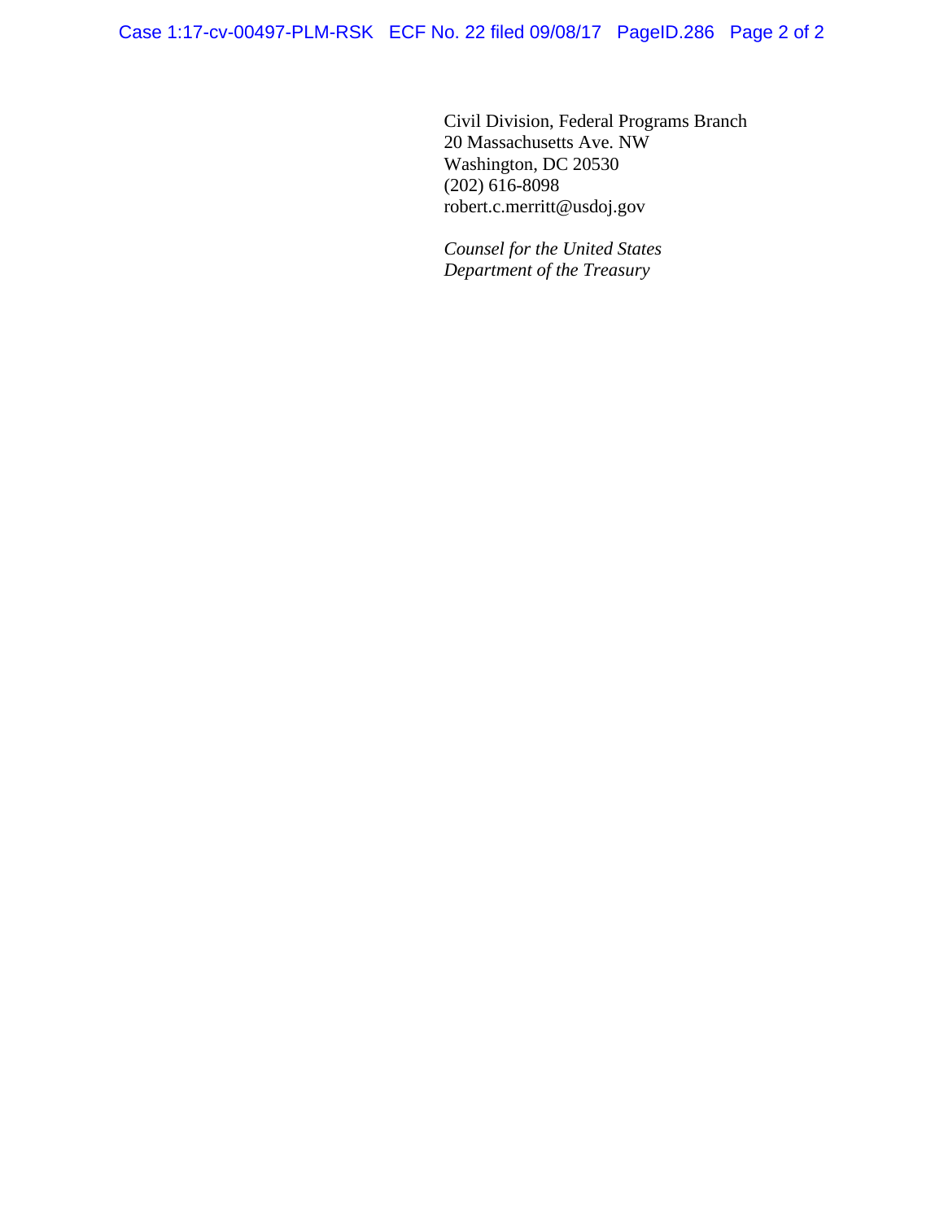Civil Division, Federal Programs Branch
20 Massachusetts Ave. NW
Washington, DC 20530
(202) 616-8098
robert.c.merritt@usdoj.gov

*Counsel for the United States*
*Department of the Treasury*